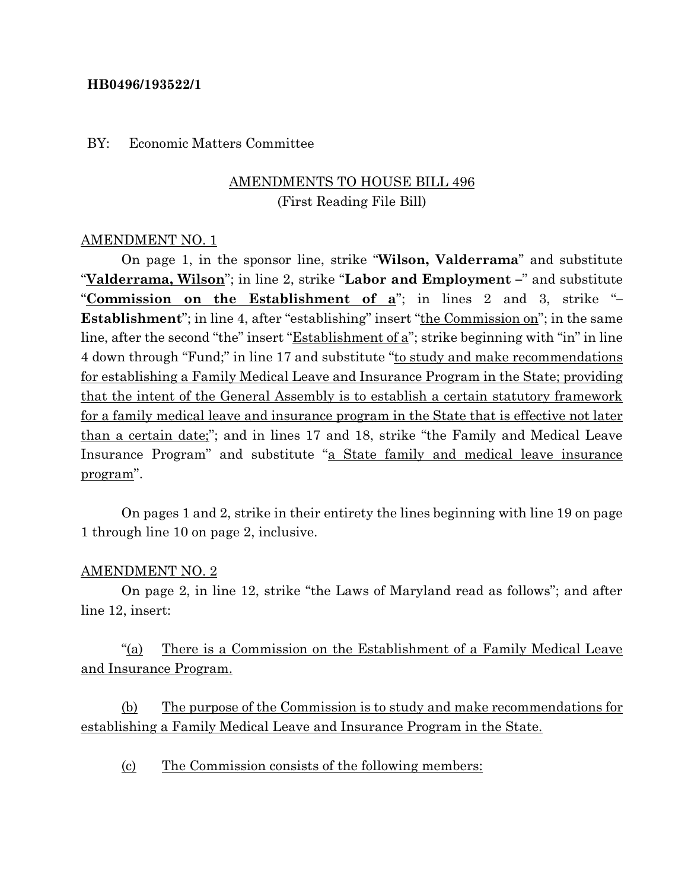**HB0496/193522/1**

BY: Economic Matters Committee

<u>AMENDMENTS TO HOUSE BILL 496</u>
(First Reading File Bill)

<u>AMENDMENT NO. 1</u>

On page 1, in the sponsor line, strike "**Wilson, Valderrama**" and substitute "<u>**Valderrama, Wilson**</u>"; in line 2, strike "**Labor and Employment –**" and substitute "<u>**Commission on the Establishment of a**</u>"; in lines 2 and 3, strike "**– Establishment**"; in line 4, after "establishing" insert "<u>the Commission on</u>"; in the same line, after the second "the" insert "<u>Establishment of a</u>"; strike beginning with "in" in line 4 down through "Fund;" in line 17 and substitute "<u>to study and make recommendations for establishing a Family Medical Leave and Insurance Program in the State; providing that the intent of the General Assembly is to establish a certain statutory framework for a family medical leave and insurance program in the State that is effective not later than a certain date;</u>"; and in lines 17 and 18, strike "the Family and Medical Leave Insurance Program" and substitute "<u>a State family and medical leave insurance program</u>".

On pages 1 and 2, strike in their entirety the lines beginning with line 19 on page 1 through line 10 on page 2, inclusive.

<u>AMENDMENT NO. 2</u>

On page 2, in line 12, strike "the Laws of Maryland read as follows"; and after line 12, insert:

"<u>(a)</u> <u>There is a Commission on the Establishment of a Family Medical Leave and Insurance Program.</u>

<u>(b)</u> <u>The purpose of the Commission is to study and make recommendations for establishing a Family Medical Leave and Insurance Program in the State.</u>

<u>(c)</u> <u>The Commission consists of the following members:</u>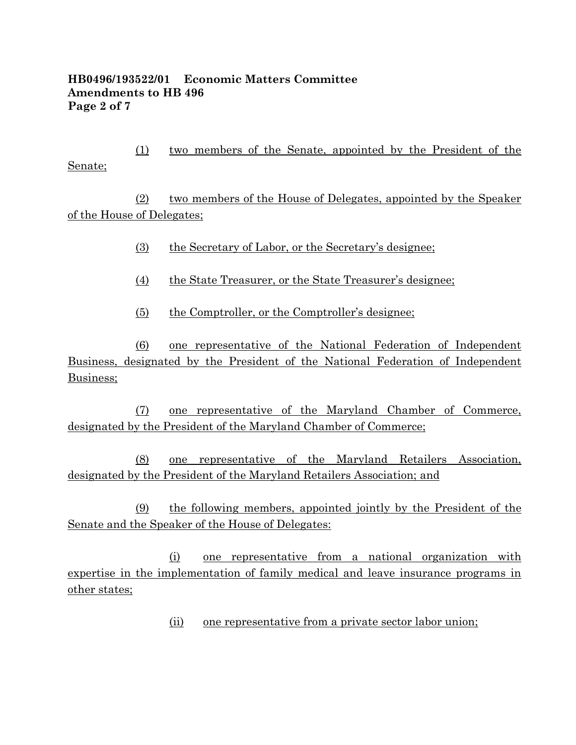(1) two members of the Senate, appointed by the President of the Senate;

(2) two members of the House of Delegates, appointed by the Speaker of the House of Delegates;

(3) the Secretary of Labor, or the Secretary's designee;

(4) the State Treasurer, or the State Treasurer's designee;

(5) the Comptroller, or the Comptroller's designee;

(6) one representative of the National Federation of Independent Business, designated by the President of the National Federation of Independent Business;

(7) one representative of the Maryland Chamber of Commerce, designated by the President of the Maryland Chamber of Commerce;

(8) one representative of the Maryland Retailers Association, designated by the President of the Maryland Retailers Association; and

(9) the following members, appointed jointly by the President of the Senate and the Speaker of the House of Delegates:

(i) one representative from a national organization with expertise in the implementation of family medical and leave insurance programs in other states;

(ii) one representative from a private sector labor union;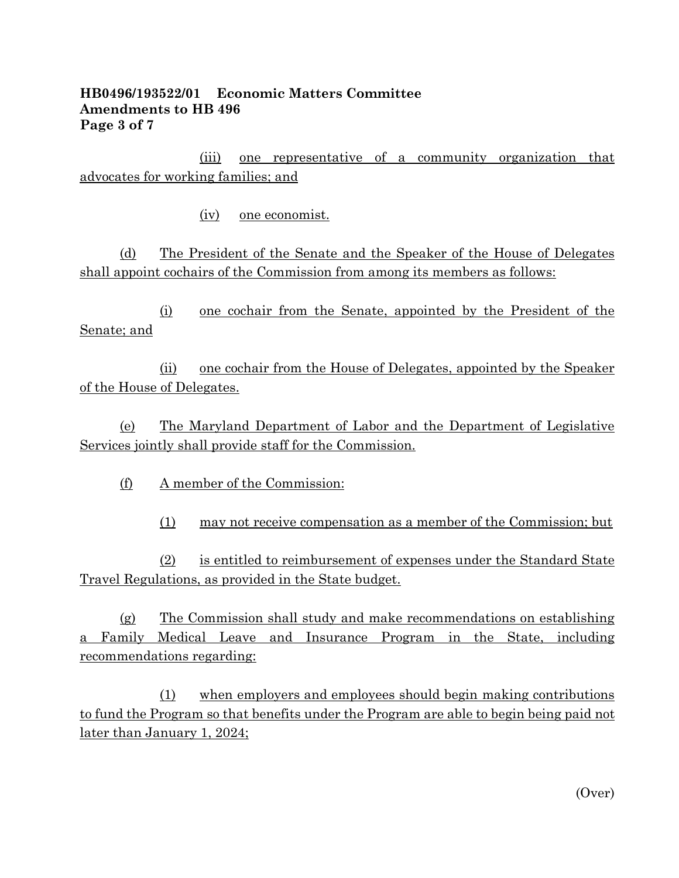(iii) one representative of a community organization that advocates for working families; and

(iv) one economist.

(d) The President of the Senate and the Speaker of the House of Delegates shall appoint cochairs of the Commission from among its members as follows:

(i) one cochair from the Senate, appointed by the President of the Senate; and

(ii) one cochair from the House of Delegates, appointed by the Speaker of the House of Delegates.

(e) The Maryland Department of Labor and the Department of Legislative Services jointly shall provide staff for the Commission.

(f) A member of the Commission:

(1) may not receive compensation as a member of the Commission; but

(2) is entitled to reimbursement of expenses under the Standard State Travel Regulations, as provided in the State budget.

(g) The Commission shall study and make recommendations on establishing a Family Medical Leave and Insurance Program in the State, including recommendations regarding:

(1) when employers and employees should begin making contributions to fund the Program so that benefits under the Program are able to begin being paid not later than January 1, 2024;

(Over)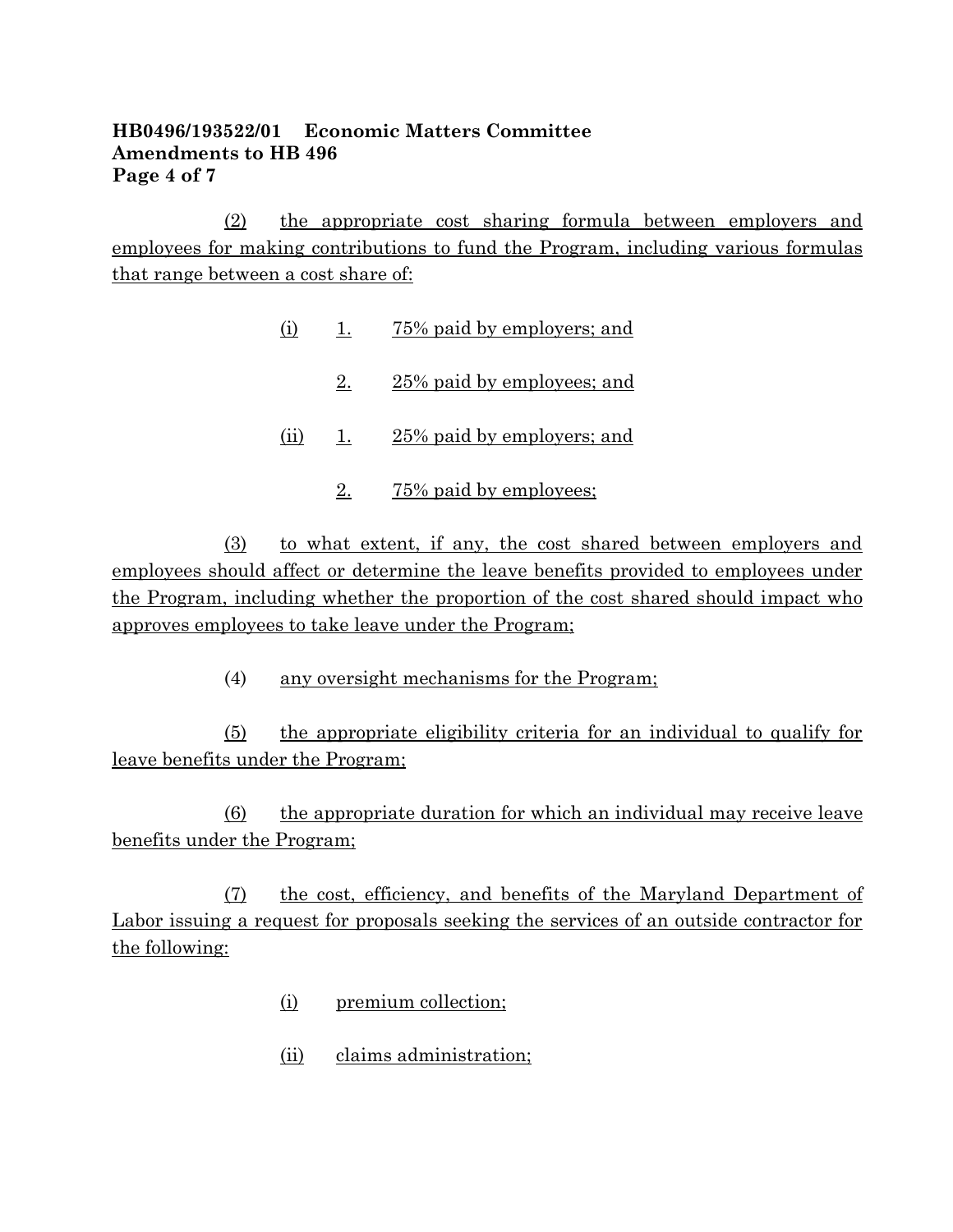(2) the appropriate cost sharing formula between employers and employees for making contributions to fund the Program, including various formulas that range between a cost share of:

(i) 1. 75% paid by employers; and

2. 25% paid by employees; and

(ii) 1. 25% paid by employers; and

2. 75% paid by employees;

(3) to what extent, if any, the cost shared between employers and employees should affect or determine the leave benefits provided to employees under the Program, including whether the proportion of the cost shared should impact who approves employees to take leave under the Program;

(4) any oversight mechanisms for the Program;

(5) the appropriate eligibility criteria for an individual to qualify for leave benefits under the Program;

(6) the appropriate duration for which an individual may receive leave benefits under the Program;

(7) the cost, efficiency, and benefits of the Maryland Department of Labor issuing a request for proposals seeking the services of an outside contractor for the following:

(i) premium collection;

(ii) claims administration;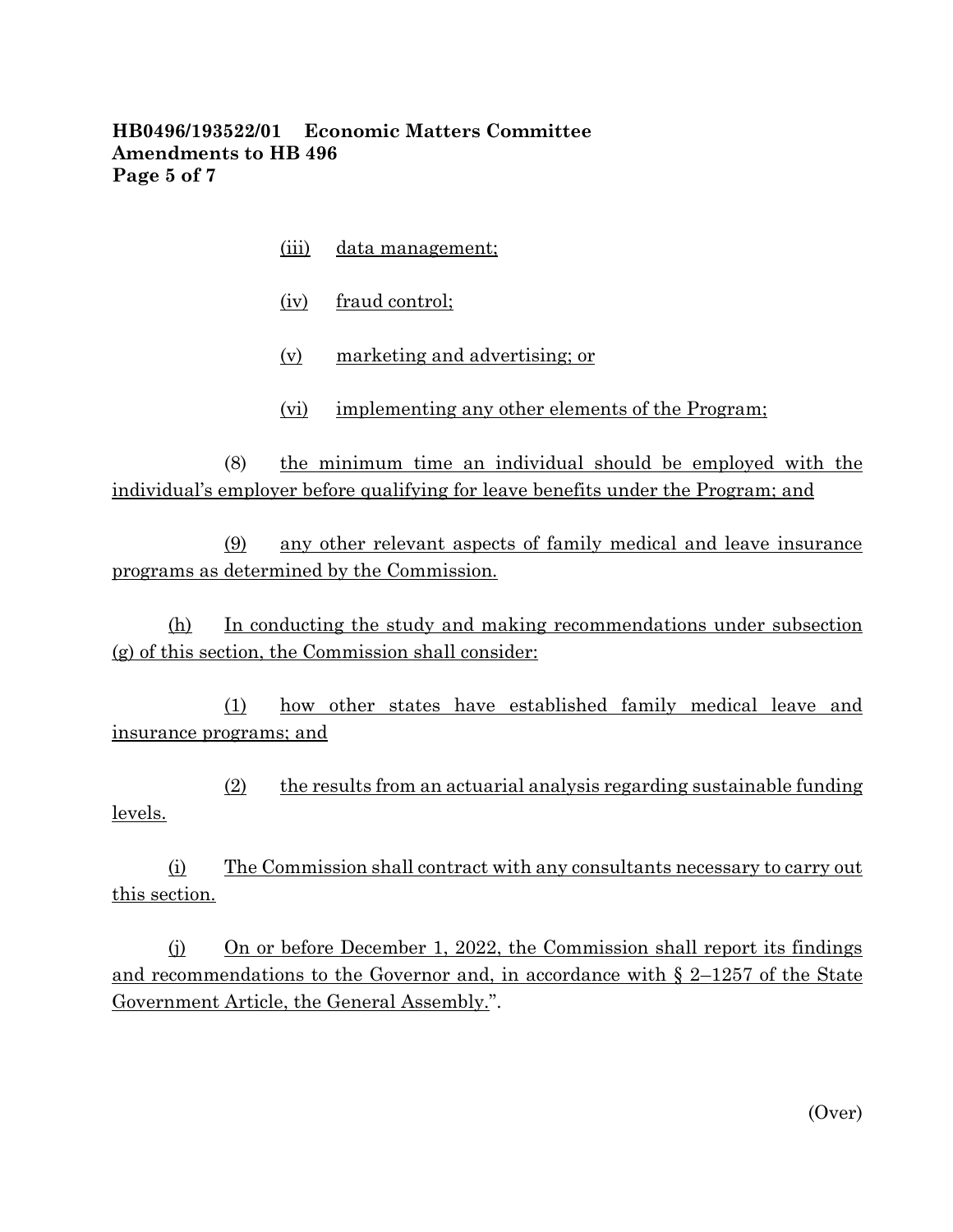(iii) data management;

(iv) fraud control;

(v) marketing and advertising; or

(vi) implementing any other elements of the Program;

(8) the minimum time an individual should be employed with the individual's employer before qualifying for leave benefits under the Program; and

(9) any other relevant aspects of family medical and leave insurance programs as determined by the Commission.

(h) In conducting the study and making recommendations under subsection (g) of this section, the Commission shall consider:

(1) how other states have established family medical leave and insurance programs; and

(2) the results from an actuarial analysis regarding sustainable funding levels.

(i) The Commission shall contract with any consultants necessary to carry out this section.

(j) On or before December 1, 2022, the Commission shall report its findings and recommendations to the Governor and, in accordance with § 2–1257 of the State Government Article, the General Assembly.".

(Over)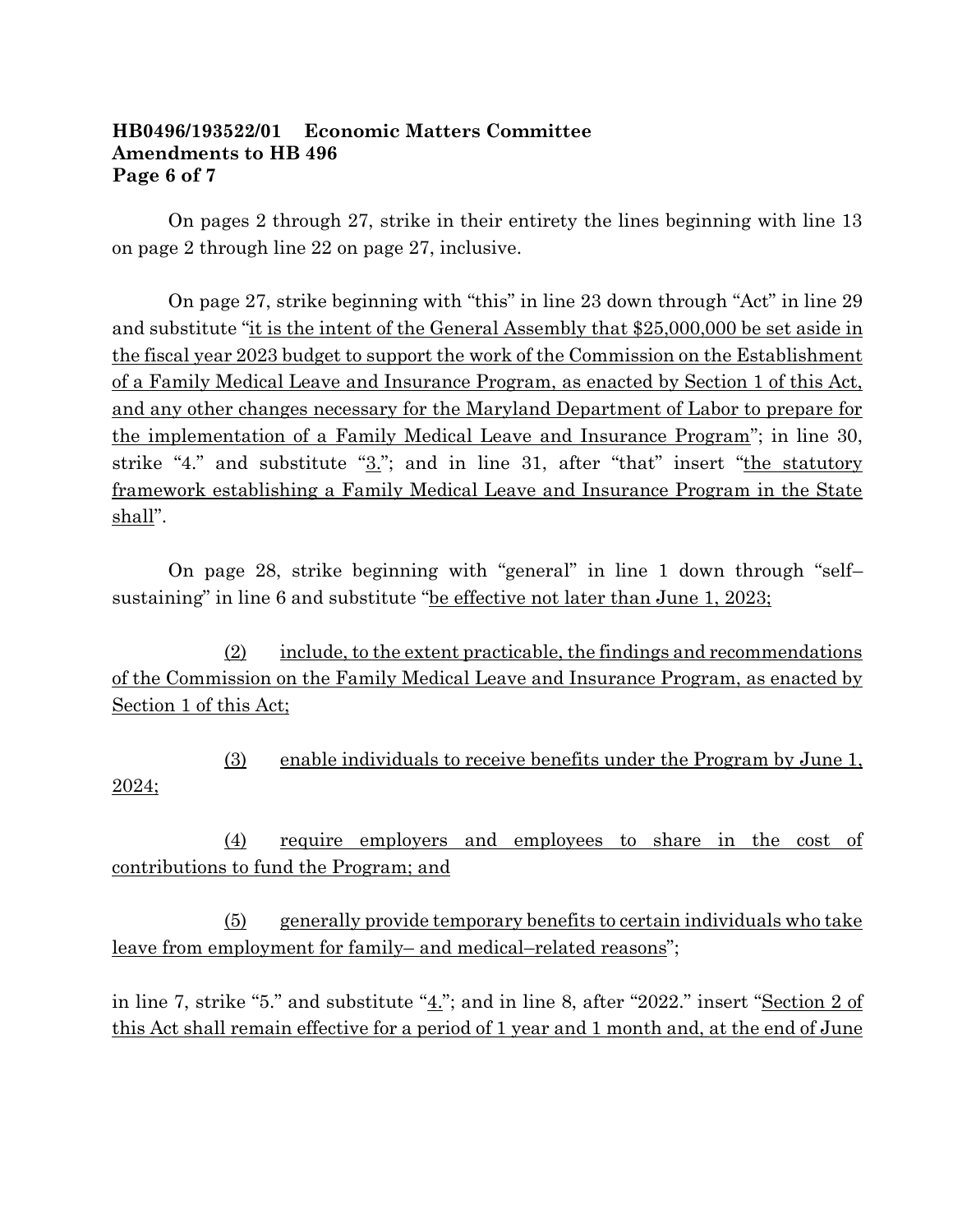**HB0496/193522/01 Economic Matters Committee**
**Amendments to HB 496**

On pages 2 through 27, strike in their entirety the lines beginning with line 13 on page 2 through line 22 on page 27, inclusive.

On page 27, strike beginning with "this" in line 23 down through "Act" in line 29 and substitute "it is the intent of the General Assembly that $25,000,000 be set aside in the fiscal year 2023 budget to support the work of the Commission on the Establishment of a Family Medical Leave and Insurance Program, as enacted by Section 1 of this Act, and any other changes necessary for the Maryland Department of Labor to prepare for the implementation of a Family Medical Leave and Insurance Program"; in line 30, strike "4." and substitute "3."; and in line 31, after "that" insert "the statutory framework establishing a Family Medical Leave and Insurance Program in the State shall".

On page 28, strike beginning with "general" in line 1 down through "self–sustaining" in line 6 and substitute "be effective not later than June 1, 2023;

(2) include, to the extent practicable, the findings and recommendations of the Commission on the Family Medical Leave and Insurance Program, as enacted by Section 1 of this Act;

(3) enable individuals to receive benefits under the Program by June 1, 2024;

(4) require employers and employees to share in the cost of contributions to fund the Program; and

(5) generally provide temporary benefits to certain individuals who take leave from employment for family– and medical–related reasons";

in line 7, strike "5." and substitute "4."; and in line 8, after "2022." insert "Section 2 of this Act shall remain effective for a period of 1 year and 1 month and, at the end of June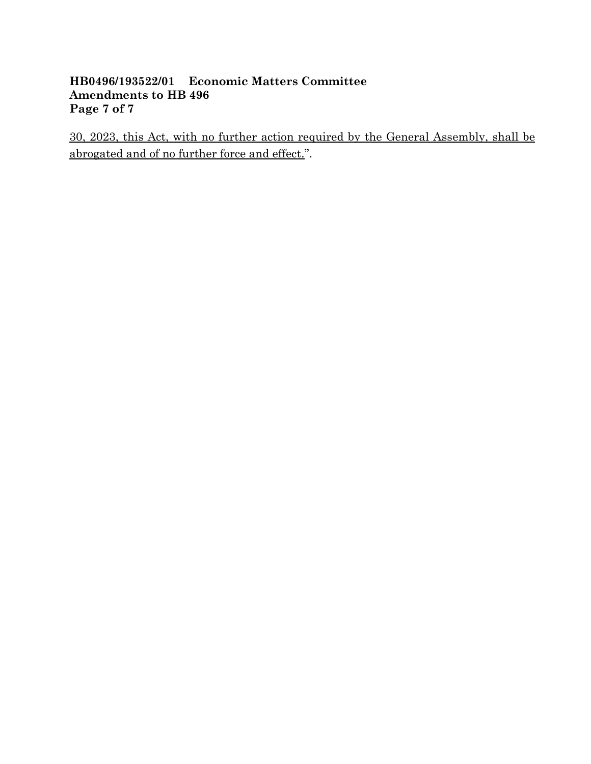30, 2023, this Act, with no further action required by the General Assembly, shall be abrogated and of no further force and effect.".